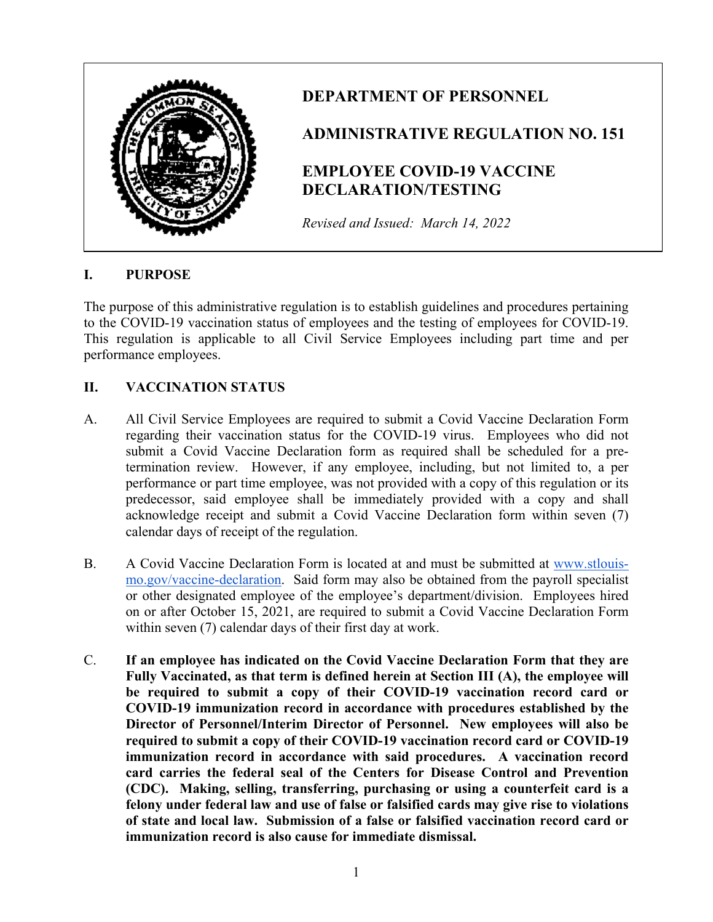# DEPARTMENT OF PERSONNEL

# ADMINISTRATIVE REGULATION NO. 151

# EMPLOYEE COVID-19 VACCINE DECLARATION/TESTING

*Revised and Issued: March 14, 2022*

## I. PURPOSE

The purpose of this administrative regulation is to establish guidelines and procedures pertaining to the COVID-19 vaccination status of employees and the testing of employees for COVID-19. This regulation is applicable to all Civil Service Employees including part time and per performance employees.

## II. VACCINATION STATUS

A. All Civil Service Employees are required to submit a Covid Vaccine Declaration Form regarding their vaccination status for the COVID-19 virus. Employees who did not submit a Covid Vaccine Declaration form as required shall be scheduled for a pre-termination review. However, if any employee, including, but not limited to, a per performance or part time employee, was not provided with a copy of this regulation or its predecessor, said employee shall be immediately provided with a copy and shall acknowledge receipt and submit a Covid Vaccine Declaration form within seven (7) calendar days of receipt of the regulation.

B. A Covid Vaccine Declaration Form is located at and must be submitted at [www.stlouis-mo.gov/vaccine-declaration](http://www.stlouis-mo.gov/vaccine-declaration). Said form may also be obtained from the payroll specialist or other designated employee of the employee's department/division. Employees hired on or after October 15, 2021, are required to submit a Covid Vaccine Declaration Form within seven (7) calendar days of their first day at work.

C. **If an employee has indicated on the Covid Vaccine Declaration Form that they are Fully Vaccinated, as that term is defined herein at Section III (A), the employee will be required to submit a copy of their COVID-19 vaccination record card or COVID-19 immunization record in accordance with procedures established by the Director of Personnel/Interim Director of Personnel. New employees will also be required to submit a copy of their COVID-19 vaccination record card or COVID-19 immunization record in accordance with said procedures. A vaccination record card carries the federal seal of the Centers for Disease Control and Prevention (CDC). Making, selling, transferring, purchasing or using a counterfeit card is a felony under federal law and use of false or falsified cards may give rise to violations of state and local law. Submission of a false or falsified vaccination record card or immunization record is also cause for immediate dismissal.**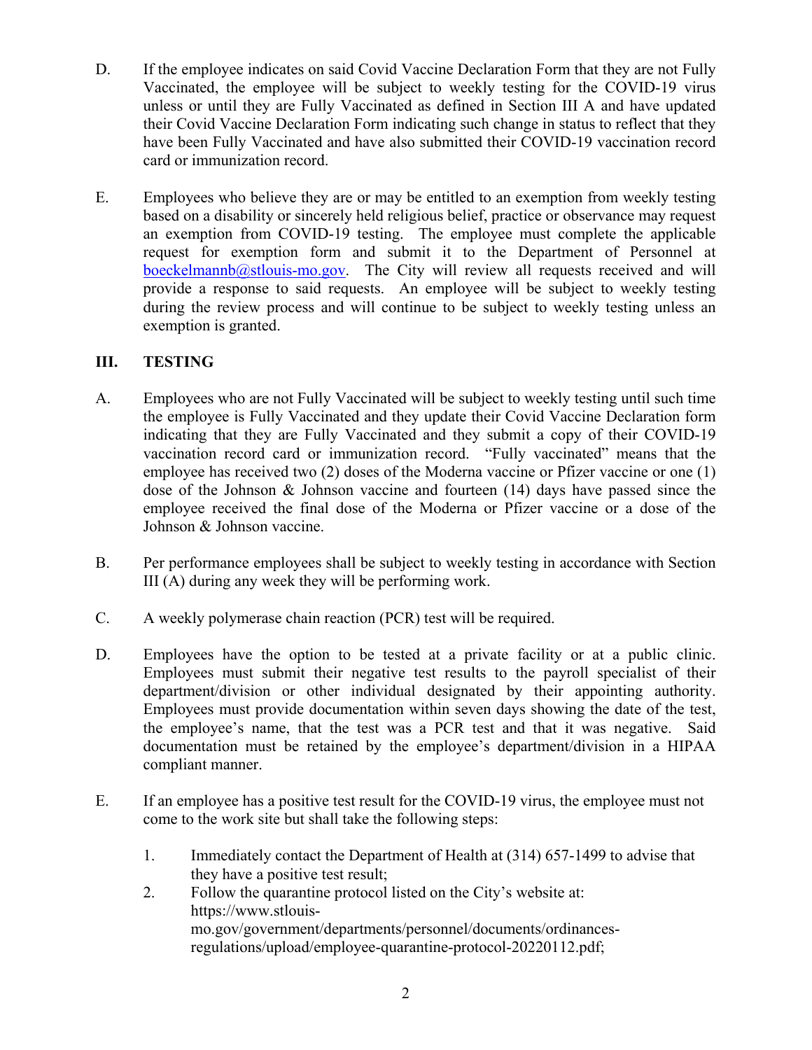D. If the employee indicates on said Covid Vaccine Declaration Form that they are not Fully Vaccinated, the employee will be subject to weekly testing for the COVID-19 virus unless or until they are Fully Vaccinated as defined in Section III A and have updated their Covid Vaccine Declaration Form indicating such change in status to reflect that they have been Fully Vaccinated and have also submitted their COVID-19 vaccination record card or immunization record.

E. Employees who believe they are or may be entitled to an exemption from weekly testing based on a disability or sincerely held religious belief, practice or observance may request an exemption from COVID-19 testing. The employee must complete the applicable request for exemption form and submit it to the Department of Personnel at boeckelmannb@stlouis-mo.gov. The City will review all requests received and will provide a response to said requests. An employee will be subject to weekly testing during the review process and will continue to be subject to weekly testing unless an exemption is granted.

## III. TESTING

A. Employees who are not Fully Vaccinated will be subject to weekly testing until such time the employee is Fully Vaccinated and they update their Covid Vaccine Declaration form indicating that they are Fully Vaccinated and they submit a copy of their COVID-19 vaccination record card or immunization record. "Fully vaccinated" means that the employee has received two (2) doses of the Moderna vaccine or Pfizer vaccine or one (1) dose of the Johnson & Johnson vaccine and fourteen (14) days have passed since the employee received the final dose of the Moderna or Pfizer vaccine or a dose of the Johnson & Johnson vaccine.

B. Per performance employees shall be subject to weekly testing in accordance with Section III (A) during any week they will be performing work.

C. A weekly polymerase chain reaction (PCR) test will be required.

D. Employees have the option to be tested at a private facility or at a public clinic. Employees must submit their negative test results to the payroll specialist of their department/division or other individual designated by their appointing authority. Employees must provide documentation within seven days showing the date of the test, the employee's name, that the test was a PCR test and that it was negative. Said documentation must be retained by the employee's department/division in a HIPAA compliant manner.

E. If an employee has a positive test result for the COVID-19 virus, the employee must not come to the work site but shall take the following steps:

   1. Immediately contact the Department of Health at (314) 657-1499 to advise that they have a positive test result;
   2. Follow the quarantine protocol listed on the City's website at: https://www.stlouis-mo.gov/government/departments/personnel/documents/ordinances-regulations/upload/employee-quarantine-protocol-20220112.pdf;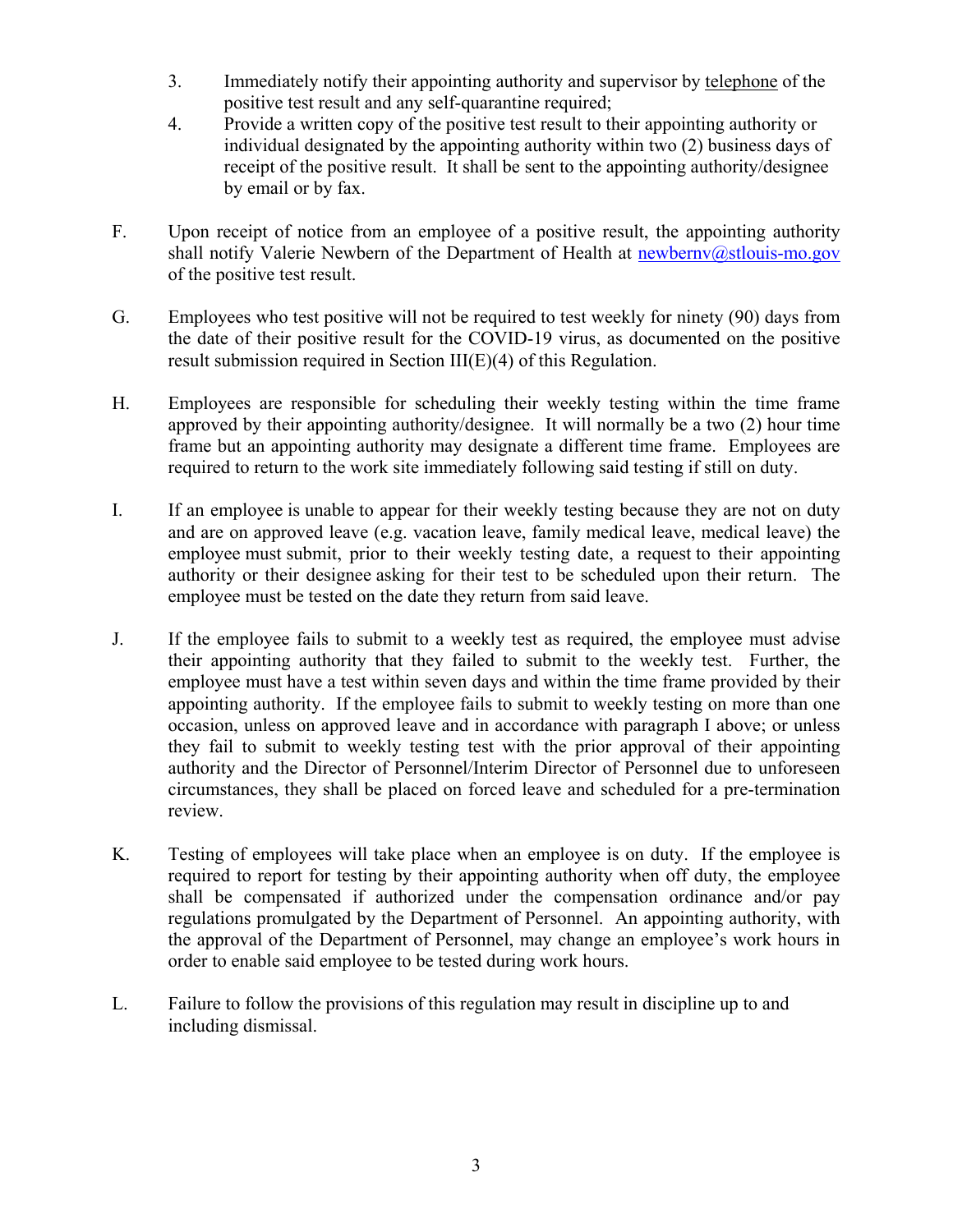3. Immediately notify their appointing authority and supervisor by <u>telephone</u> of the positive test result and any self-quarantine required;
4. Provide a written copy of the positive test result to their appointing authority or individual designated by the appointing authority within two (2) business days of receipt of the positive result. It shall be sent to the appointing authority/designee by email or by fax.

F. Upon receipt of notice from an employee of a positive result, the appointing authority shall notify Valerie Newbern of the Department of Health at [newbernv@stlouis-mo.gov](mailto:newbernv@stlouis-mo.gov) of the positive test result.

G. Employees who test positive will not be required to test weekly for ninety (90) days from the date of their positive result for the COVID-19 virus, as documented on the positive result submission required in Section III(E)(4) of this Regulation.

H. Employees are responsible for scheduling their weekly testing within the time frame approved by their appointing authority/designee. It will normally be a two (2) hour time frame but an appointing authority may designate a different time frame. Employees are required to return to the work site immediately following said testing if still on duty.

I. If an employee is unable to appear for their weekly testing because they are not on duty and are on approved leave (e.g. vacation leave, family medical leave, medical leave) the employee must submit, prior to their weekly testing date, a request to their appointing authority or their designee asking for their test to be scheduled upon their return. The employee must be tested on the date they return from said leave.

J. If the employee fails to submit to a weekly test as required, the employee must advise their appointing authority that they failed to submit to the weekly test. Further, the employee must have a test within seven days and within the time frame provided by their appointing authority. If the employee fails to submit to weekly testing on more than one occasion, unless on approved leave and in accordance with paragraph I above; or unless they fail to submit to weekly testing test with the prior approval of their appointing authority and the Director of Personnel/Interim Director of Personnel due to unforeseen circumstances, they shall be placed on forced leave and scheduled for a pre-termination review.

K. Testing of employees will take place when an employee is on duty. If the employee is required to report for testing by their appointing authority when off duty, the employee shall be compensated if authorized under the compensation ordinance and/or pay regulations promulgated by the Department of Personnel. An appointing authority, with the approval of the Department of Personnel, may change an employee's work hours in order to enable said employee to be tested during work hours.

L. Failure to follow the provisions of this regulation may result in discipline up to and including dismissal.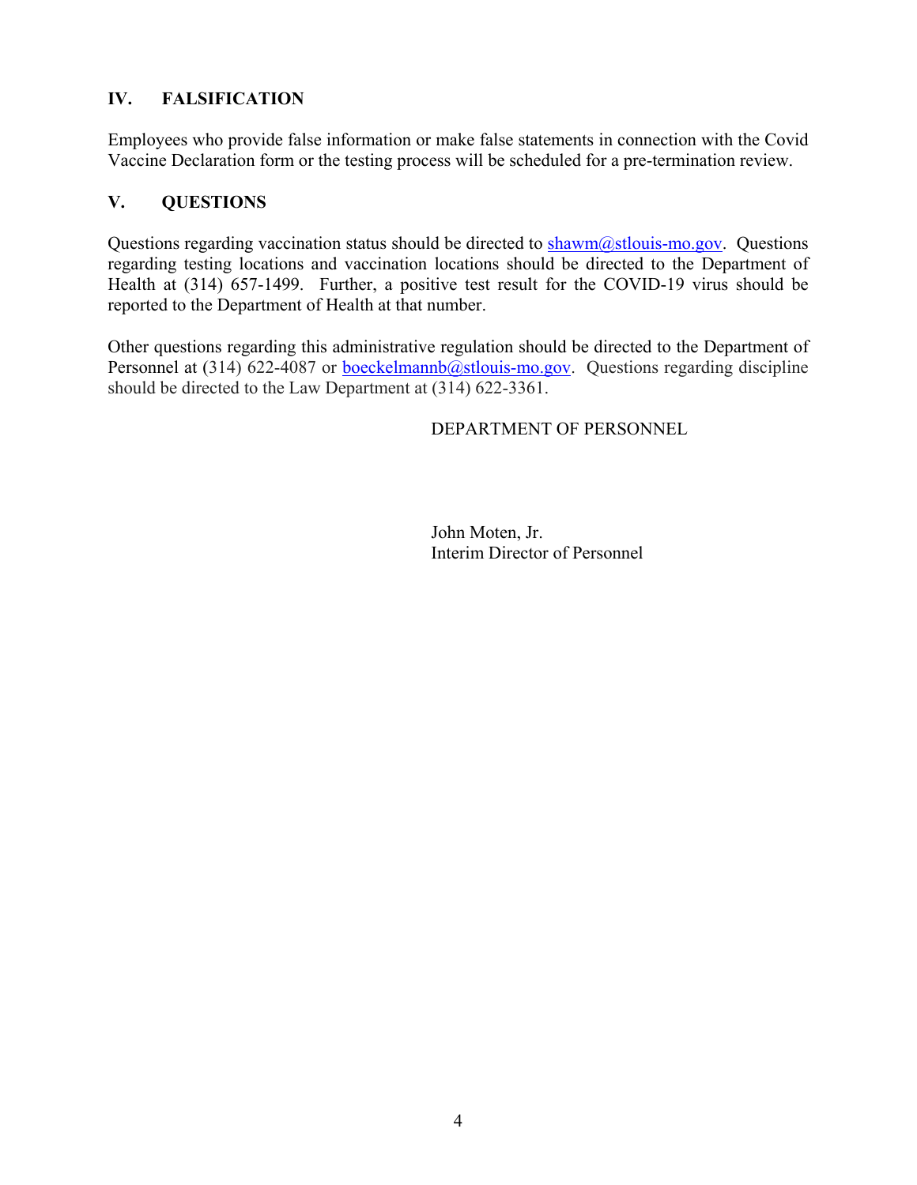## IV. FALSIFICATION

Employees who provide false information or make false statements in connection with the Covid Vaccine Declaration form or the testing process will be scheduled for a pre-termination review.

## V. QUESTIONS

Questions regarding vaccination status should be directed to shawm@stlouis-mo.gov. Questions regarding testing locations and vaccination locations should be directed to the Department of Health at (314) 657-1499. Further, a positive test result for the COVID-19 virus should be reported to the Department of Health at that number.

Other questions regarding this administrative regulation should be directed to the Department of Personnel at (314) 622-4087 or boeckelmannb@stlouis-mo.gov. Questions regarding discipline should be directed to the Law Department at (314) 622-3361.

DEPARTMENT OF PERSONNEL

John Moten, Jr.
Interim Director of Personnel